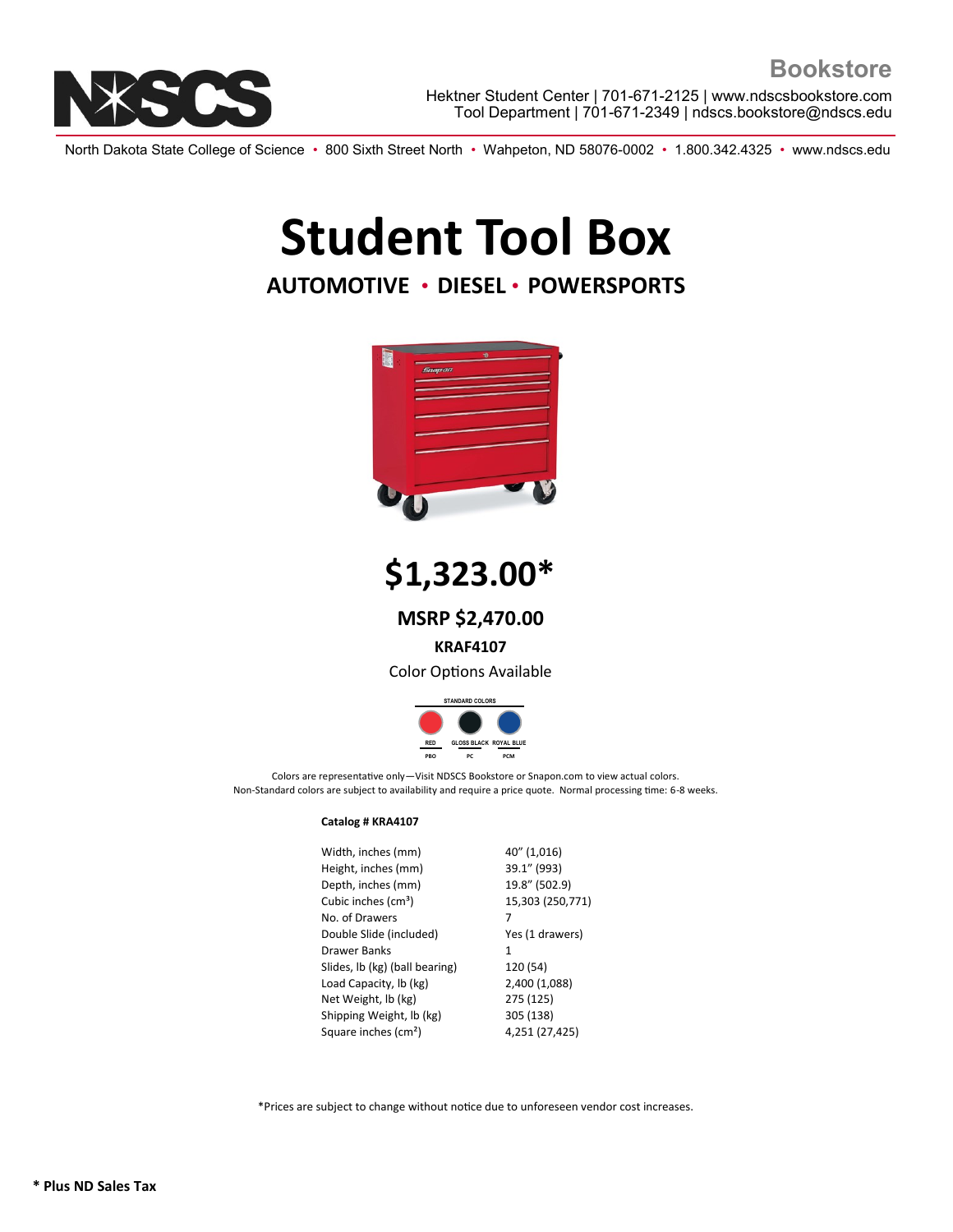NDSCS

**Bookstore**

Hektner Student Center | 701-671-2125 | www.ndscsbookstore.com
Tool Department | 701-671-2349 | ndscs.bookstore@ndscs.edu

North Dakota State College of Science • 800 Sixth Street North • Wahpeton, ND 58076-0002 • 1.800.342.4325 • www.ndscs.edu

# Student Tool Box

## AUTOMOTIVE • DIESEL • POWERSPORTS

# $1,323.00*

### MSRP $2,470.00

**KRAF4107**

Color Options Available

STANDARD COLORS

| RED | GLOSS BLACK | ROYAL BLUE |
| --- | --- | --- |
| PBO | PC | PCM |

Colors are representative only—Visit NDSCS Bookstore or Snapon.com to view actual colors.
Non-Standard colors are subject to availability and require a price quote. Normal processing time: 6-8 weeks.

**Catalog # KRA4107**

| | |
| --- | --- |
| Width, inches (mm) | 40" (1,016) |
| Height, inches (mm) | 39.1" (993) |
| Depth, inches (mm) | 19.8" (502.9) |
| Cubic inches ($cm^3$) | 15,303 (250,771) |
| No. of Drawers | 7 |
| Double Slide (included) | Yes (1 drawers) |
| Drawer Banks | 1 |
| Slides, lb (kg) (ball bearing) | 120 (54) |
| Load Capacity, lb (kg) | 2,400 (1,088) |
| Net Weight, lb (kg) | 275 (125) |
| Shipping Weight, lb (kg) | 305 (138) |
| Square inches ($cm^2$) | 4,251 (27,425) |

*Prices are subject to change without notice due to unforeseen vendor cost increases.

**\* Plus ND Sales Tax**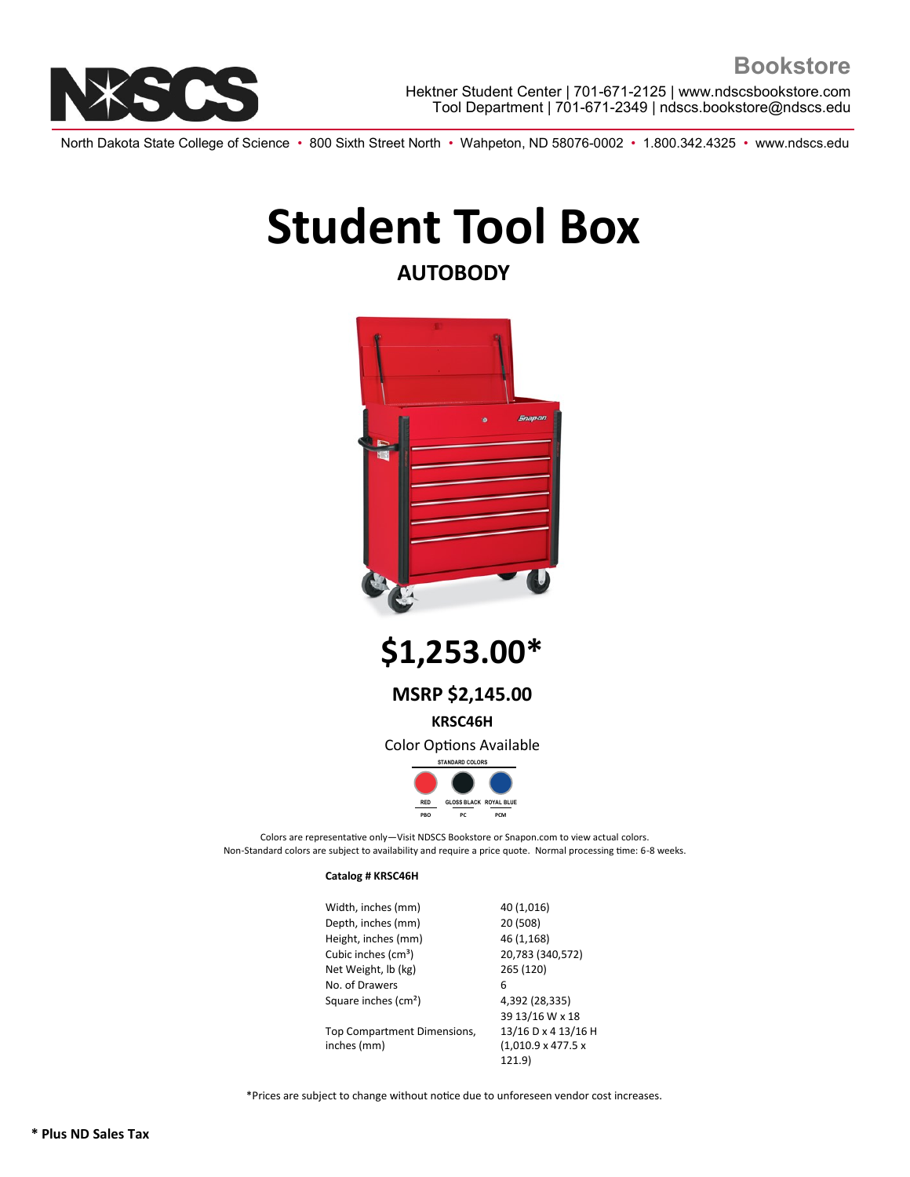Bookstore

Hektner Student Center | 701-671-2125 | www.ndscsbookstore.com
Tool Department | 701-671-2349 | ndscs.bookstore@ndscs.edu

North Dakota State College of Science • 800 Sixth Street North • Wahpeton, ND 58076-0002 • 1.800.342.4325 • www.ndscs.edu

# Student Tool Box

## AUTOBODY

# $1,253.00*

### MSRP $2,145.00

**KRSC46H**

Color Options Available

STANDARD COLORS

RED PBO
GLOSS BLACK PC
ROYAL BLUE PCM

Colors are representative only—Visit NDSCS Bookstore or Snapon.com to view actual colors.
Non-Standard colors are subject to availability and require a price quote. Normal processing time: 6-8 weeks.

**Catalog # KRSC46H**

| | |
|---|---|
| Width, inches (mm) | 40 (1,016) |
| Depth, inches (mm) | 20 (508) |
| Height, inches (mm) | 46 (1,168) |
| Cubic inches (cm³) | 20,783 (340,572) |
| Net Weight, lb (kg) | 265 (120) |
| No. of Drawers | 6 |
| Square inches (cm²) | 4,392 (28,335) |
| Top Compartment Dimensions, inches (mm) | 39 13/16 W x 18 13/16 D x 4 13/16 H (1,010.9 x 477.5 x 121.9) |

*Prices are subject to change without notice due to unforeseen vendor cost increases.

**\* Plus ND Sales Tax**